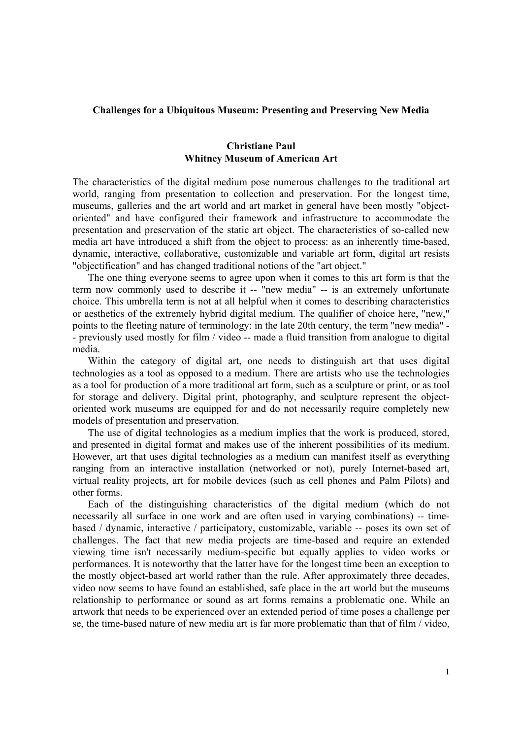# Challenges for a Ubiquitous Museum: Presenting and Preserving New Media

**Christiane Paul**
**Whitney Museum of American Art**

The characteristics of the digital medium pose numerous challenges to the traditional art world, ranging from presentation to collection and preservation. For the longest time, museums, galleries and the art world and art market in general have been mostly "object-oriented" and have configured their framework and infrastructure to accommodate the presentation and preservation of the static art object. The characteristics of so-called new media art have introduced a shift from the object to process: as an inherently time-based, dynamic, interactive, collaborative, customizable and variable art form, digital art resists "objectification" and has changed traditional notions of the "art object."

The one thing everyone seems to agree upon when it comes to this art form is that the term now commonly used to describe it -- "new media" -- is an extremely unfortunate choice. This umbrella term is not at all helpful when it comes to describing characteristics or aesthetics of the extremely hybrid digital medium. The qualifier of choice here, "new," points to the fleeting nature of terminology: in the late 20th century, the term "new media" -- previously used mostly for film / video -- made a fluid transition from analogue to digital media.

Within the category of digital art, one needs to distinguish art that uses digital technologies as a tool as opposed to a medium. There are artists who use the technologies as a tool for production of a more traditional art form, such as a sculpture or print, or as tool for storage and delivery. Digital print, photography, and sculpture represent the object-oriented work museums are equipped for and do not necessarily require completely new models of presentation and preservation.

The use of digital technologies as a medium implies that the work is produced, stored, and presented in digital format and makes use of the inherent possibilities of its medium. However, art that uses digital technologies as a medium can manifest itself as everything ranging from an interactive installation (networked or not), purely Internet-based art, virtual reality projects, art for mobile devices (such as cell phones and Palm Pilots) and other forms.

Each of the distinguishing characteristics of the digital medium (which do not necessarily all surface in one work and are often used in varying combinations) -- time-based / dynamic, interactive / participatory, customizable, variable -- poses its own set of challenges. The fact that new media projects are time-based and require an extended viewing time isn't necessarily medium-specific but equally applies to video works or performances. It is noteworthy that the latter have for the longest time been an exception to the mostly object-based art world rather than the rule. After approximately three decades, video now seems to have found an established, safe place in the art world but the museums relationship to performance or sound as art forms remains a problematic one. While an artwork that needs to be experienced over an extended period of time poses a challenge per se, the time-based nature of new media art is far more problematic than that of film / video,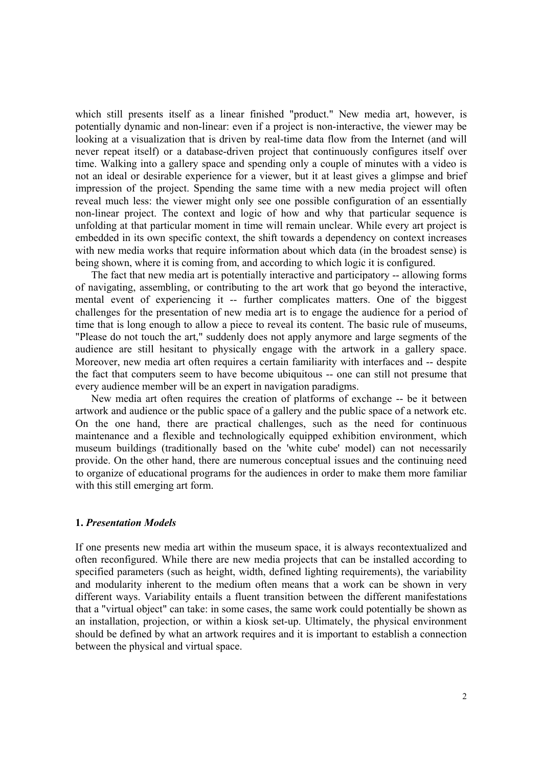which still presents itself as a linear finished "product." New media art, however, is potentially dynamic and non-linear: even if a project is non-interactive, the viewer may be looking at a visualization that is driven by real-time data flow from the Internet (and will never repeat itself) or a database-driven project that continuously configures itself over time. Walking into a gallery space and spending only a couple of minutes with a video is not an ideal or desirable experience for a viewer, but it at least gives a glimpse and brief impression of the project. Spending the same time with a new media project will often reveal much less: the viewer might only see one possible configuration of an essentially non-linear project. The context and logic of how and why that particular sequence is unfolding at that particular moment in time will remain unclear. While every art project is embedded in its own specific context, the shift towards a dependency on context increases with new media works that require information about which data (in the broadest sense) is being shown, where it is coming from, and according to which logic it is configured.

The fact that new media art is potentially interactive and participatory -- allowing forms of navigating, assembling, or contributing to the art work that go beyond the interactive, mental event of experiencing it -- further complicates matters. One of the biggest challenges for the presentation of new media art is to engage the audience for a period of time that is long enough to allow a piece to reveal its content. The basic rule of museums, "Please do not touch the art," suddenly does not apply anymore and large segments of the audience are still hesitant to physically engage with the artwork in a gallery space. Moreover, new media art often requires a certain familiarity with interfaces and -- despite the fact that computers seem to have become ubiquitous -- one can still not presume that every audience member will be an expert in navigation paradigms.

New media art often requires the creation of platforms of exchange -- be it between artwork and audience or the public space of a gallery and the public space of a network etc. On the one hand, there are practical challenges, such as the need for continuous maintenance and a flexible and technologically equipped exhibition environment, which museum buildings (traditionally based on the 'white cube' model) can not necessarily provide. On the other hand, there are numerous conceptual issues and the continuing need to organize of educational programs for the audiences in order to make them more familiar with this still emerging art form.

## 1. *Presentation Models*

If one presents new media art within the museum space, it is always recontextualized and often reconfigured. While there are new media projects that can be installed according to specified parameters (such as height, width, defined lighting requirements), the variability and modularity inherent to the medium often means that a work can be shown in very different ways. Variability entails a fluent transition between the different manifestations that a "virtual object" can take: in some cases, the same work could potentially be shown as an installation, projection, or within a kiosk set-up. Ultimately, the physical environment should be defined by what an artwork requires and it is important to establish a connection between the physical and virtual space.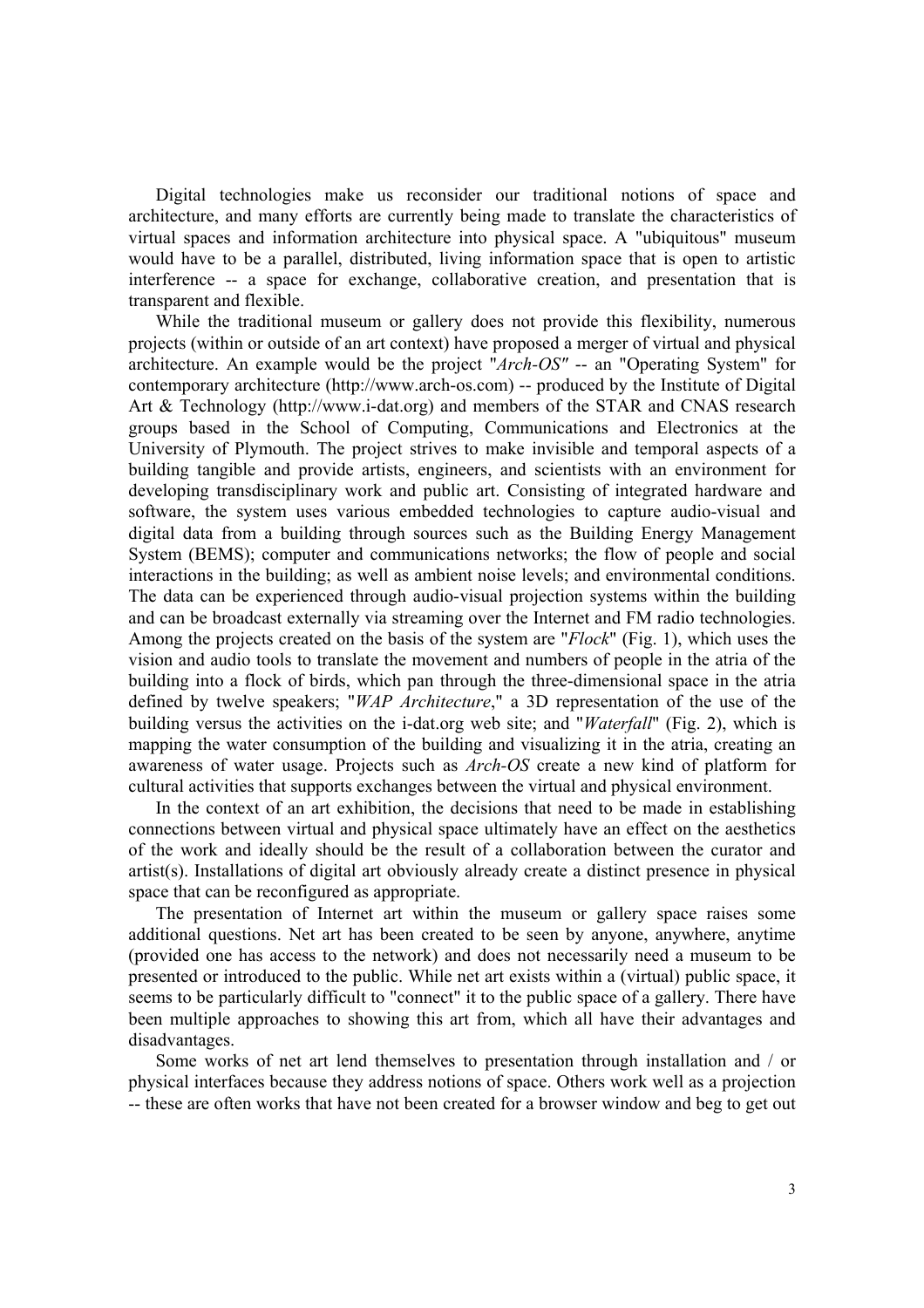Digital technologies make us reconsider our traditional notions of space and architecture, and many efforts are currently being made to translate the characteristics of virtual spaces and information architecture into physical space. A "ubiquitous" museum would have to be a parallel, distributed, living information space that is open to artistic interference -- a space for exchange, collaborative creation, and presentation that is transparent and flexible.

While the traditional museum or gallery does not provide this flexibility, numerous projects (within or outside of an art context) have proposed a merger of virtual and physical architecture. An example would be the project "*Arch-OS"* -- an "Operating System" for contemporary architecture (http://www.arch-os.com) -- produced by the Institute of Digital Art & Technology (http://www.i-dat.org) and members of the STAR and CNAS research groups based in the School of Computing, Communications and Electronics at the University of Plymouth. The project strives to make invisible and temporal aspects of a building tangible and provide artists, engineers, and scientists with an environment for developing transdisciplinary work and public art. Consisting of integrated hardware and software, the system uses various embedded technologies to capture audio-visual and digital data from a building through sources such as the Building Energy Management System (BEMS); computer and communications networks; the flow of people and social interactions in the building; as well as ambient noise levels; and environmental conditions. The data can be experienced through audio-visual projection systems within the building and can be broadcast externally via streaming over the Internet and FM radio technologies. Among the projects created on the basis of the system are "*Flock*" (Fig. 1), which uses the vision and audio tools to translate the movement and numbers of people in the atria of the building into a flock of birds, which pan through the three-dimensional space in the atria defined by twelve speakers; "*WAP Architecture*," a 3D representation of the use of the building versus the activities on the i-dat.org web site; and "*Waterfall*" (Fig. 2), which is mapping the water consumption of the building and visualizing it in the atria, creating an awareness of water usage. Projects such as *Arch-OS* create a new kind of platform for cultural activities that supports exchanges between the virtual and physical environment.

In the context of an art exhibition, the decisions that need to be made in establishing connections between virtual and physical space ultimately have an effect on the aesthetics of the work and ideally should be the result of a collaboration between the curator and artist(s). Installations of digital art obviously already create a distinct presence in physical space that can be reconfigured as appropriate.

The presentation of Internet art within the museum or gallery space raises some additional questions. Net art has been created to be seen by anyone, anywhere, anytime (provided one has access to the network) and does not necessarily need a museum to be presented or introduced to the public. While net art exists within a (virtual) public space, it seems to be particularly difficult to "connect" it to the public space of a gallery. There have been multiple approaches to showing this art from, which all have their advantages and disadvantages.

Some works of net art lend themselves to presentation through installation and / or physical interfaces because they address notions of space. Others work well as a projection -- these are often works that have not been created for a browser window and beg to get out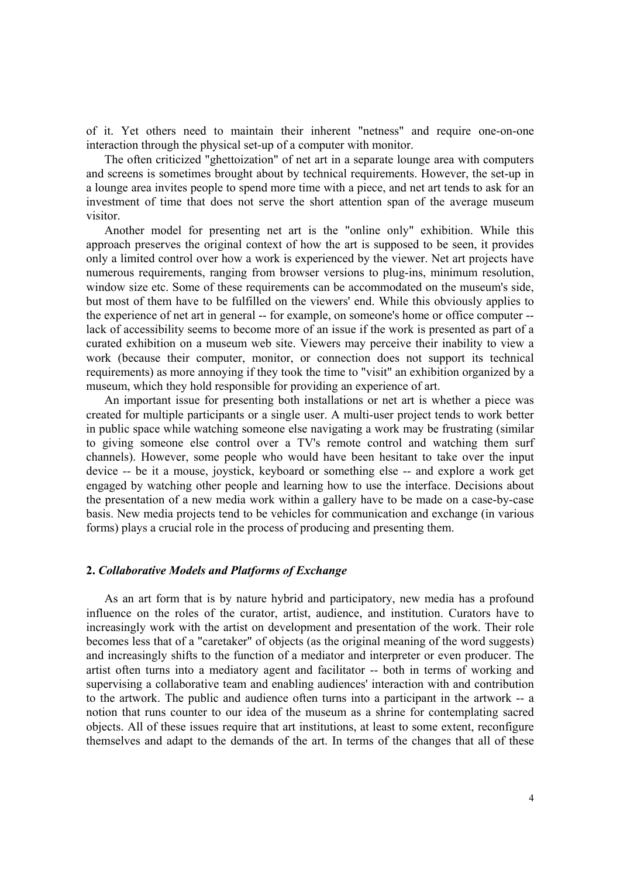of it. Yet others need to maintain their inherent "netness" and require one-on-one interaction through the physical set-up of a computer with monitor.

The often criticized "ghettoization" of net art in a separate lounge area with computers and screens is sometimes brought about by technical requirements. However, the set-up in a lounge area invites people to spend more time with a piece, and net art tends to ask for an investment of time that does not serve the short attention span of the average museum visitor.

Another model for presenting net art is the "online only" exhibition. While this approach preserves the original context of how the art is supposed to be seen, it provides only a limited control over how a work is experienced by the viewer. Net art projects have numerous requirements, ranging from browser versions to plug-ins, minimum resolution, window size etc. Some of these requirements can be accommodated on the museum's side, but most of them have to be fulfilled on the viewers' end. While this obviously applies to the experience of net art in general -- for example, on someone's home or office computer -- lack of accessibility seems to become more of an issue if the work is presented as part of a curated exhibition on a museum web site. Viewers may perceive their inability to view a work (because their computer, monitor, or connection does not support its technical requirements) as more annoying if they took the time to "visit" an exhibition organized by a museum, which they hold responsible for providing an experience of art.

An important issue for presenting both installations or net art is whether a piece was created for multiple participants or a single user. A multi-user project tends to work better in public space while watching someone else navigating a work may be frustrating (similar to giving someone else control over a TV's remote control and watching them surf channels). However, some people who would have been hesitant to take over the input device -- be it a mouse, joystick, keyboard or something else -- and explore a work get engaged by watching other people and learning how to use the interface. Decisions about the presentation of a new media work within a gallery have to be made on a case-by-case basis. New media projects tend to be vehicles for communication and exchange (in various forms) plays a crucial role in the process of producing and presenting them.

## 2. *Collaborative Models and Platforms of Exchange*

As an art form that is by nature hybrid and participatory, new media has a profound influence on the roles of the curator, artist, audience, and institution. Curators have to increasingly work with the artist on development and presentation of the work. Their role becomes less that of a "caretaker" of objects (as the original meaning of the word suggests) and increasingly shifts to the function of a mediator and interpreter or even producer. The artist often turns into a mediatory agent and facilitator -- both in terms of working and supervising a collaborative team and enabling audiences' interaction with and contribution to the artwork. The public and audience often turns into a participant in the artwork -- a notion that runs counter to our idea of the museum as a shrine for contemplating sacred objects. All of these issues require that art institutions, at least to some extent, reconfigure themselves and adapt to the demands of the art. In terms of the changes that all of these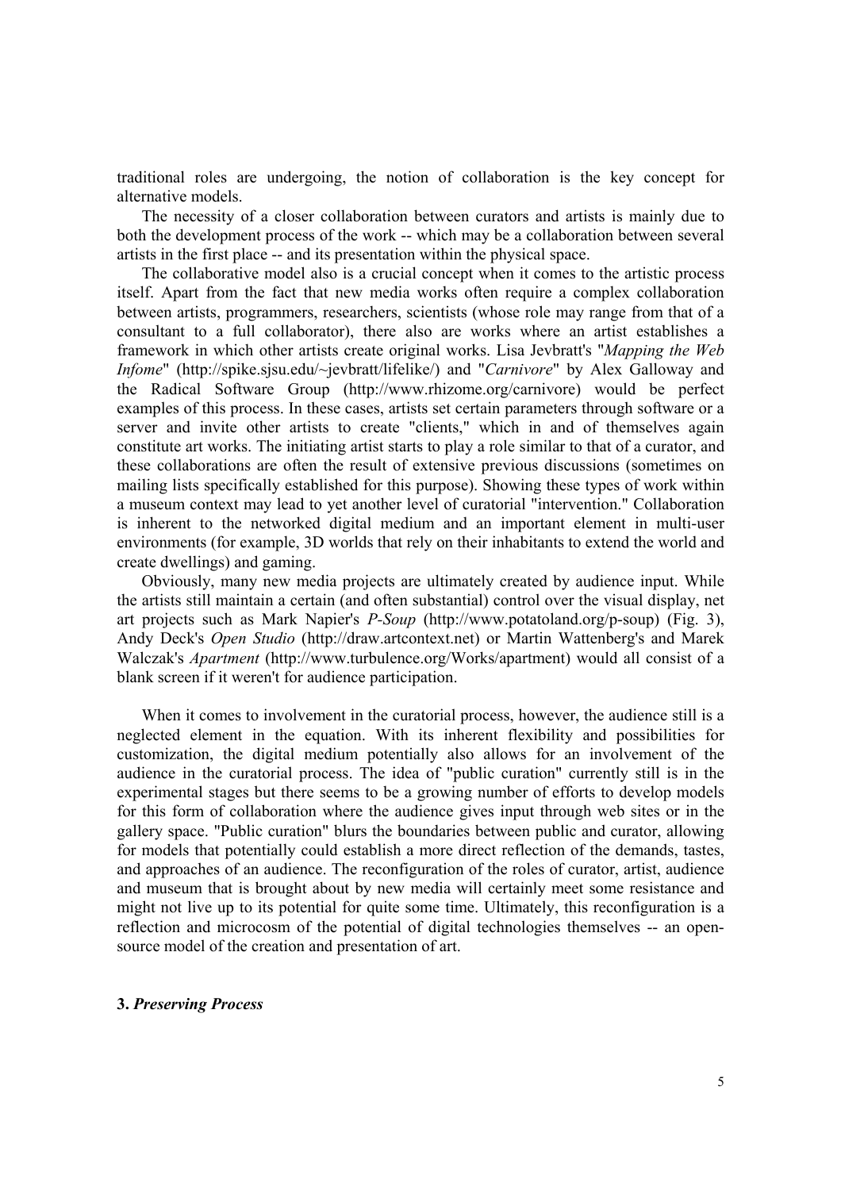traditional roles are undergoing, the notion of collaboration is the key concept for alternative models.

The necessity of a closer collaboration between curators and artists is mainly due to both the development process of the work -- which may be a collaboration between several artists in the first place -- and its presentation within the physical space.

The collaborative model also is a crucial concept when it comes to the artistic process itself. Apart from the fact that new media works often require a complex collaboration between artists, programmers, researchers, scientists (whose role may range from that of a consultant to a full collaborator), there also are works where an artist establishes a framework in which other artists create original works. Lisa Jevbratt's "*Mapping the Web Infome*" (http://spike.sjsu.edu/~jevbratt/lifelike/) and "*Carnivore*" by Alex Galloway and the Radical Software Group (http://www.rhizome.org/carnivore) would be perfect examples of this process. In these cases, artists set certain parameters through software or a server and invite other artists to create "clients," which in and of themselves again constitute art works. The initiating artist starts to play a role similar to that of a curator, and these collaborations are often the result of extensive previous discussions (sometimes on mailing lists specifically established for this purpose). Showing these types of work within a museum context may lead to yet another level of curatorial "intervention." Collaboration is inherent to the networked digital medium and an important element in multi-user environments (for example, 3D worlds that rely on their inhabitants to extend the world and create dwellings) and gaming.

Obviously, many new media projects are ultimately created by audience input. While the artists still maintain a certain (and often substantial) control over the visual display, net art projects such as Mark Napier's *P-Soup* (http://www.potatoland.org/p-soup) (Fig. 3), Andy Deck's *Open Studio* (http://draw.artcontext.net) or Martin Wattenberg's and Marek Walczak's *Apartment* (http://www.turbulence.org/Works/apartment) would all consist of a blank screen if it weren't for audience participation.

When it comes to involvement in the curatorial process, however, the audience still is a neglected element in the equation. With its inherent flexibility and possibilities for customization, the digital medium potentially also allows for an involvement of the audience in the curatorial process. The idea of "public curation" currently still is in the experimental stages but there seems to be a growing number of efforts to develop models for this form of collaboration where the audience gives input through web sites or in the gallery space. "Public curation" blurs the boundaries between public and curator, allowing for models that potentially could establish a more direct reflection of the demands, tastes, and approaches of an audience. The reconfiguration of the roles of curator, artist, audience and museum that is brought about by new media will certainly meet some resistance and might not live up to its potential for quite some time. Ultimately, this reconfiguration is a reflection and microcosm of the potential of digital technologies themselves -- an open-source model of the creation and presentation of art.

## 3. *Preserving Process*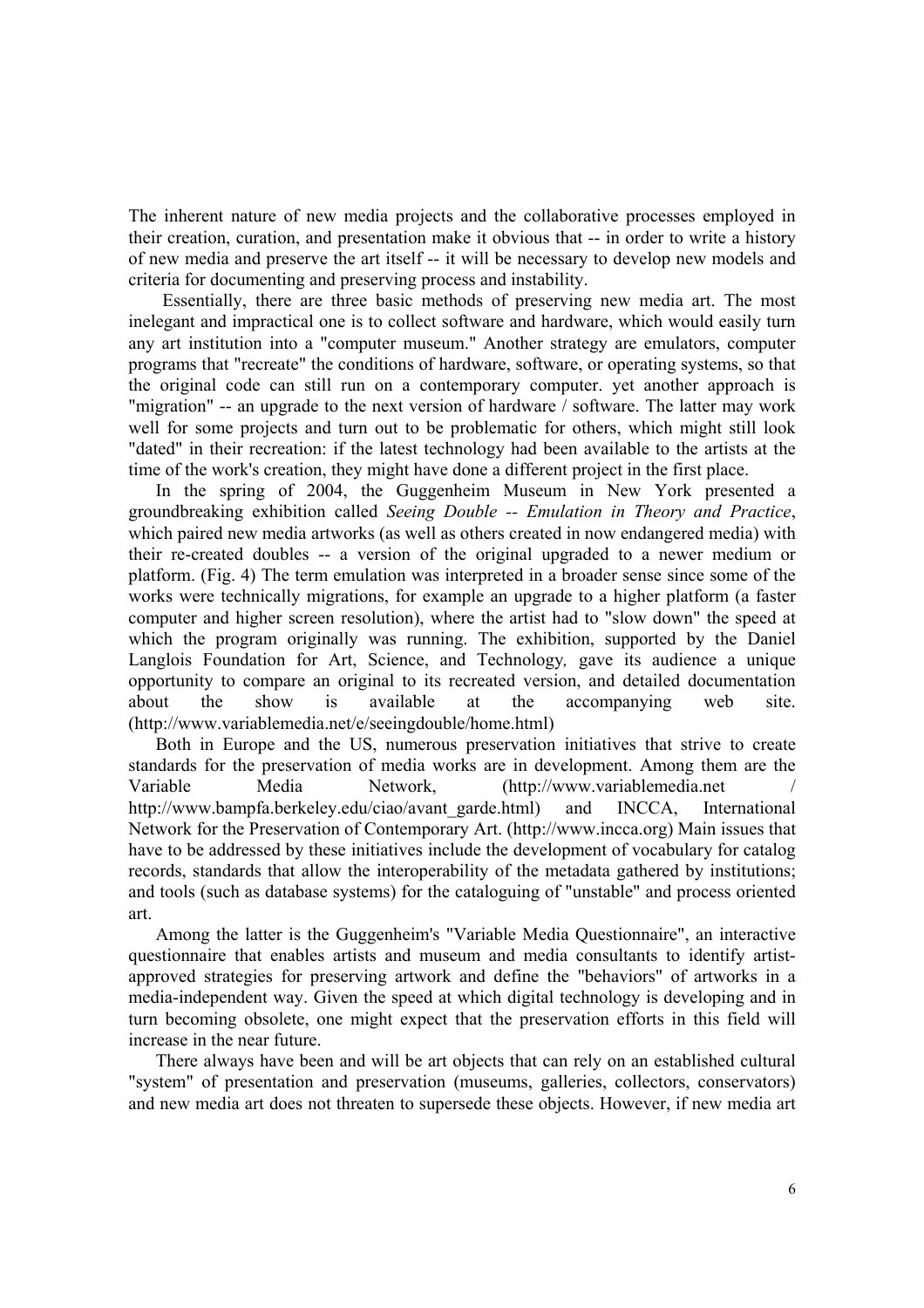The inherent nature of new media projects and the collaborative processes employed in their creation, curation, and presentation make it obvious that -- in order to write a history of new media and preserve the art itself -- it will be necessary to develop new models and criteria for documenting and preserving process and instability.

Essentially, there are three basic methods of preserving new media art. The most inelegant and impractical one is to collect software and hardware, which would easily turn any art institution into a "computer museum." Another strategy are emulators, computer programs that "recreate" the conditions of hardware, software, or operating systems, so that the original code can still run on a contemporary computer. yet another approach is "migration" -- an upgrade to the next version of hardware / software. The latter may work well for some projects and turn out to be problematic for others, which might still look "dated" in their recreation: if the latest technology had been available to the artists at the time of the work's creation, they might have done a different project in the first place.

In the spring of 2004, the Guggenheim Museum in New York presented a groundbreaking exhibition called *Seeing Double -- Emulation in Theory and Practice*, which paired new media artworks (as well as others created in now endangered media) with their re-created doubles -- a version of the original upgraded to a newer medium or platform. (Fig. 4) The term emulation was interpreted in a broader sense since some of the works were technically migrations, for example an upgrade to a higher platform (a faster computer and higher screen resolution), where the artist had to "slow down" the speed at which the program originally was running. The exhibition, supported by the Daniel Langlois Foundation for Art, Science, and Technology*,* gave its audience a unique opportunity to compare an original to its recreated version, and detailed documentation about the show is available at the accompanying web site. (http://www.variablemedia.net/e/seeingdouble/home.html)

Both in Europe and the US, numerous preservation initiatives that strive to create standards for the preservation of media works are in development. Among them are the Variable Media Network, (http://www.variablemedia.net / http://www.bampfa.berkeley.edu/ciao/avant_garde.html) and INCCA, International Network for the Preservation of Contemporary Art. (http://www.incca.org) Main issues that have to be addressed by these initiatives include the development of vocabulary for catalog records, standards that allow the interoperability of the metadata gathered by institutions; and tools (such as database systems) for the cataloguing of "unstable" and process oriented art.

Among the latter is the Guggenheim's "Variable Media Questionnaire", an interactive questionnaire that enables artists and museum and media consultants to identify artist-approved strategies for preserving artwork and define the "behaviors" of artworks in a media-independent way. Given the speed at which digital technology is developing and in turn becoming obsolete, one might expect that the preservation efforts in this field will increase in the near future.

There always have been and will be art objects that can rely on an established cultural "system" of presentation and preservation (museums, galleries, collectors, conservators) and new media art does not threaten to supersede these objects. However, if new media art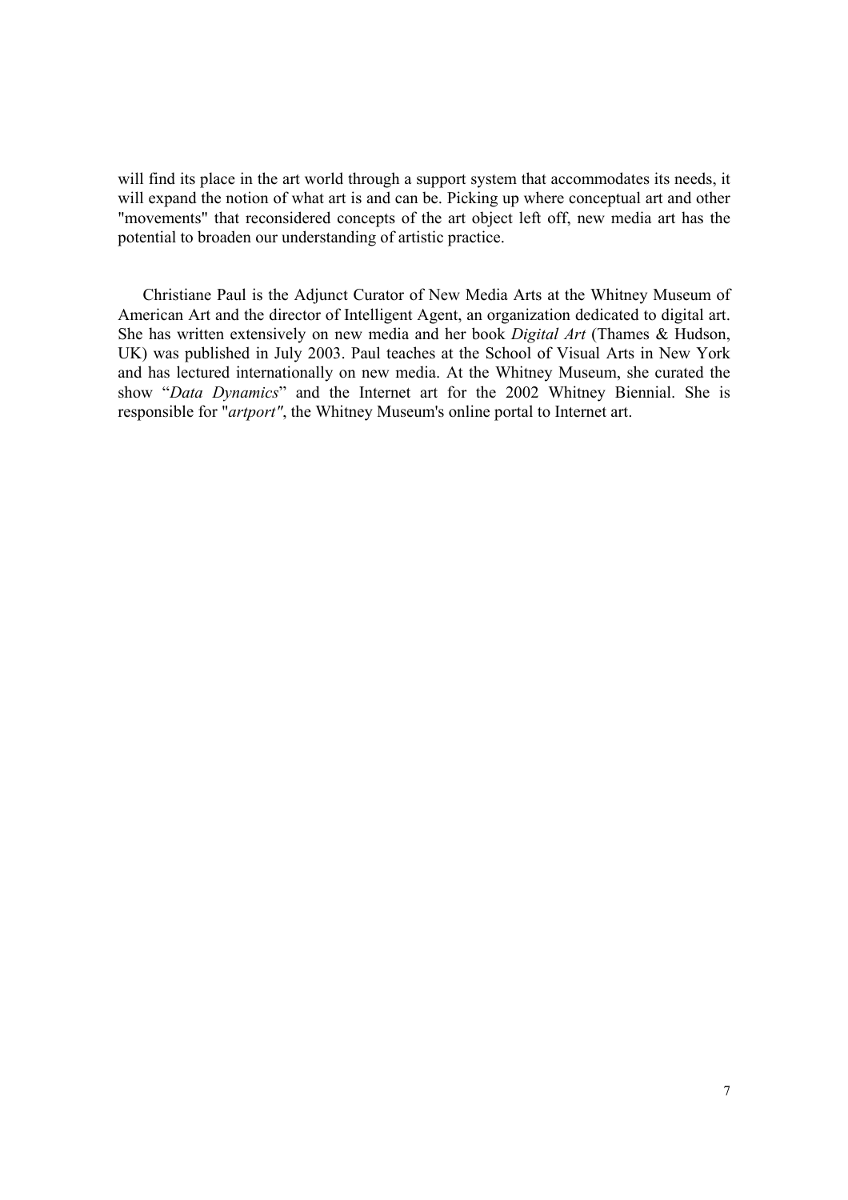will find its place in the art world through a support system that accommodates its needs, it will expand the notion of what art is and can be. Picking up where conceptual art and other "movements" that reconsidered concepts of the art object left off, new media art has the potential to broaden our understanding of artistic practice.

Christiane Paul is the Adjunct Curator of New Media Arts at the Whitney Museum of American Art and the director of Intelligent Agent, an organization dedicated to digital art. She has written extensively on new media and her book *Digital Art* (Thames & Hudson, UK) was published in July 2003. Paul teaches at the School of Visual Arts in New York and has lectured internationally on new media. At the Whitney Museum, she curated the show "*Data Dynamics*" and the Internet art for the 2002 Whitney Biennial. She is responsible for "*artport"*, the Whitney Museum's online portal to Internet art.